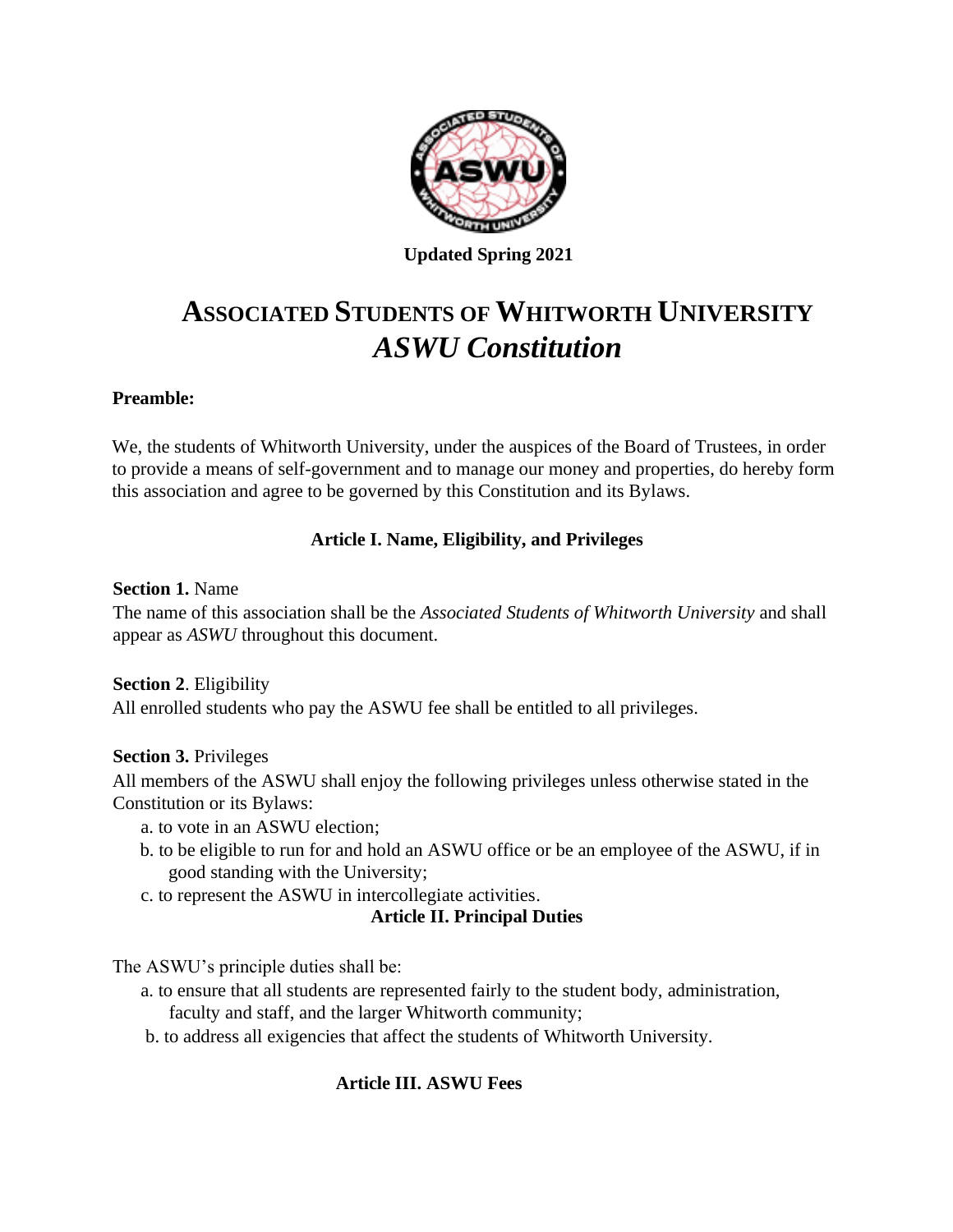**Updated Spring 2021**

# ASSOCIATED STUDENTS OF WHITWORTH UNIVERSITY
## *ASWU Constitution*

**Preamble:**

We, the students of Whitworth University, under the auspices of the Board of Trustees, in order to provide a means of self-government and to manage our money and properties, do hereby form this association and agree to be governed by this Constitution and its Bylaws.

### Article I. Name, Eligibility, and Privileges

**Section 1.** Name
The name of this association shall be the *Associated Students of Whitworth University* and shall appear as *ASWU* throughout this document.

**Section 2**. Eligibility
All enrolled students who pay the ASWU fee shall be entitled to all privileges.

**Section 3.** Privileges
All members of the ASWU shall enjoy the following privileges unless otherwise stated in the Constitution or its Bylaws:

a. to vote in an ASWU election;
b. to be eligible to run for and hold an ASWU office or be an employee of the ASWU, if in good standing with the University;
c. to represent the ASWU in intercollegiate activities.

### Article II. Principal Duties

The ASWU's principle duties shall be:

a. to ensure that all students are represented fairly to the student body, administration, faculty and staff, and the larger Whitworth community;
b. to address all exigencies that affect the students of Whitworth University.

### Article III. ASWU Fees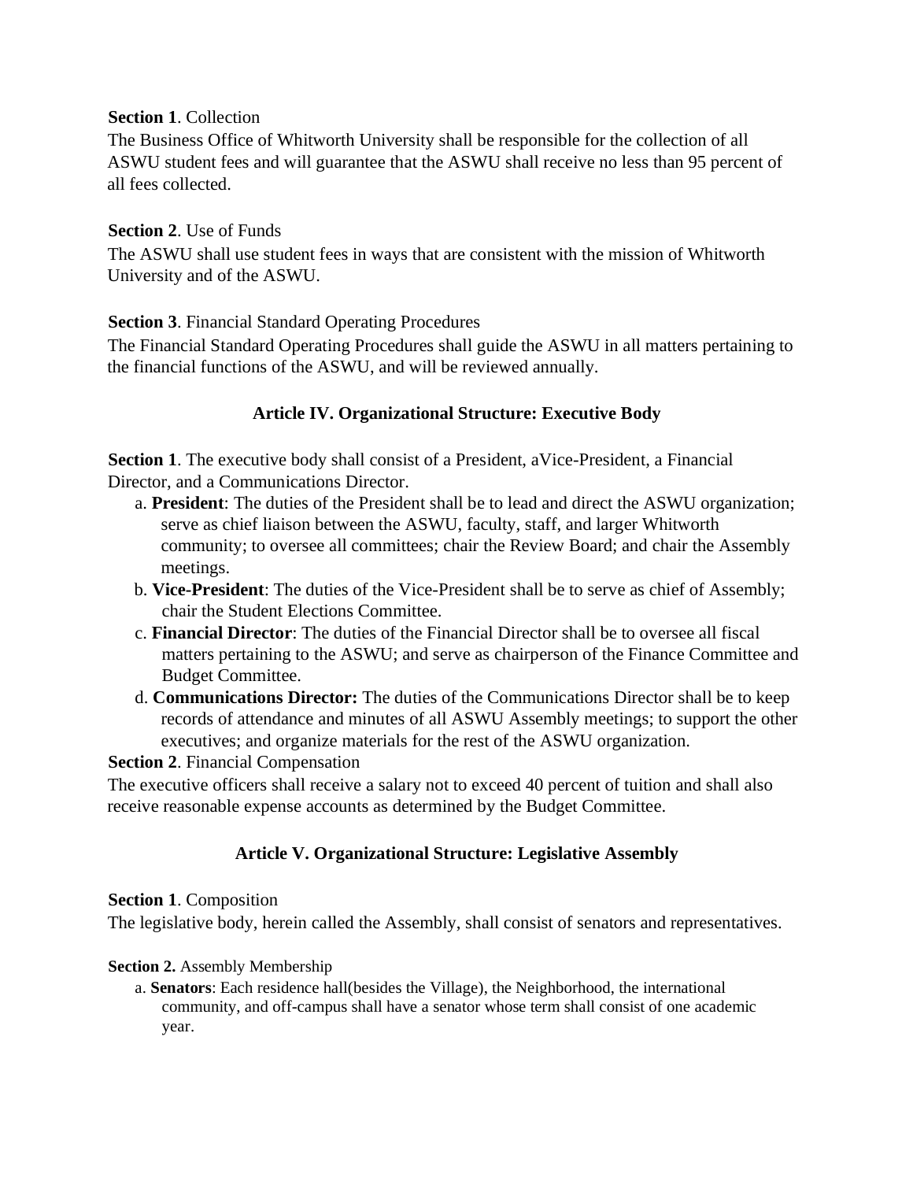**Section 1**. Collection

The Business Office of Whitworth University shall be responsible for the collection of all ASWU student fees and will guarantee that the ASWU shall receive no less than 95 percent of all fees collected.

**Section 2**. Use of Funds

The ASWU shall use student fees in ways that are consistent with the mission of Whitworth University and of the ASWU.

**Section 3**. Financial Standard Operating Procedures

The Financial Standard Operating Procedures shall guide the ASWU in all matters pertaining to the financial functions of the ASWU, and will be reviewed annually.

## Article IV. Organizational Structure: Executive Body

**Section 1**. The executive body shall consist of a President, aVice-President, a Financial Director, and a Communications Director.

a. **President**: The duties of the President shall be to lead and direct the ASWU organization; serve as chief liaison between the ASWU, faculty, staff, and larger Whitworth community; to oversee all committees; chair the Review Board; and chair the Assembly meetings.

b. **Vice-President**: The duties of the Vice-President shall be to serve as chief of Assembly; chair the Student Elections Committee.

c. **Financial Director**: The duties of the Financial Director shall be to oversee all fiscal matters pertaining to the ASWU; and serve as chairperson of the Finance Committee and Budget Committee.

d. **Communications Director:** The duties of the Communications Director shall be to keep records of attendance and minutes of all ASWU Assembly meetings; to support the other executives; and organize materials for the rest of the ASWU organization.

**Section 2**. Financial Compensation

The executive officers shall receive a salary not to exceed 40 percent of tuition and shall also receive reasonable expense accounts as determined by the Budget Committee.

## Article V. Organizational Structure: Legislative Assembly

**Section 1**. Composition

The legislative body, herein called the Assembly, shall consist of senators and representatives.

**Section 2.** Assembly Membership

a. **Senators**: Each residence hall(besides the Village), the Neighborhood, the international community, and off-campus shall have a senator whose term shall consist of one academic year.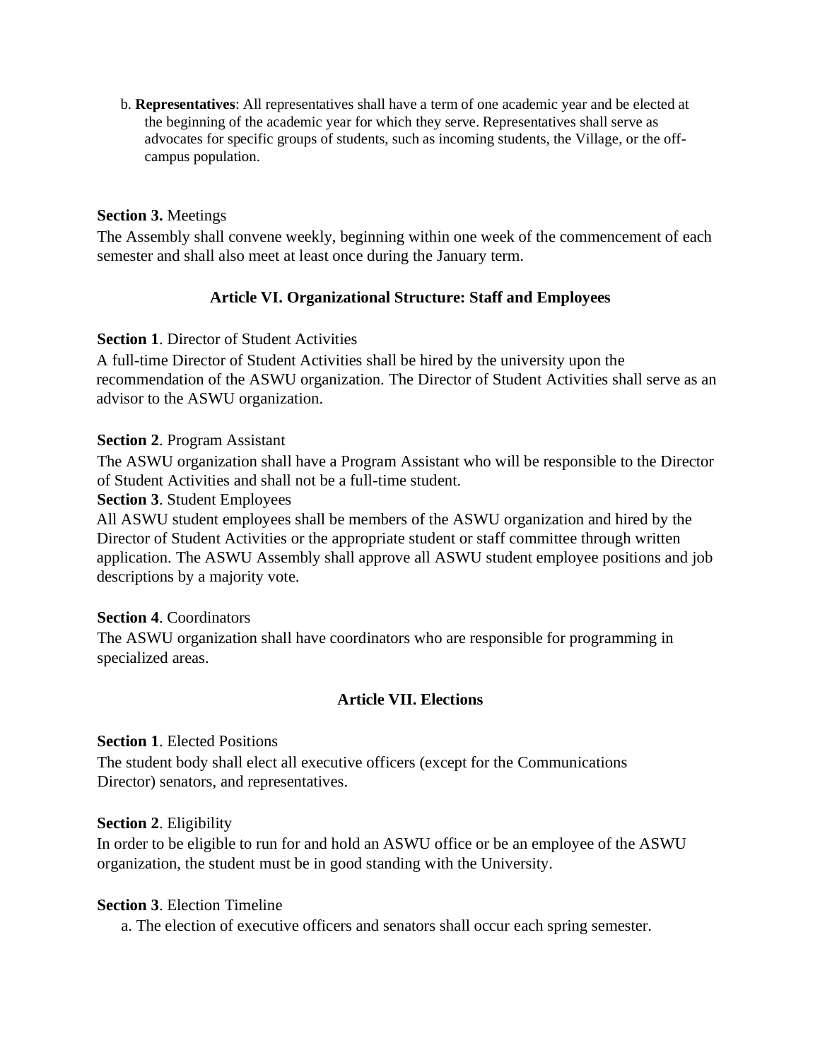b. **Representatives**: All representatives shall have a term of one academic year and be elected at the beginning of the academic year for which they serve. Representatives shall serve as advocates for specific groups of students, such as incoming students, the Village, or the off-campus population.

**Section 3.** Meetings

The Assembly shall convene weekly, beginning within one week of the commencement of each semester and shall also meet at least once during the January term.

## Article VI. Organizational Structure: Staff and Employees

**Section 1**. Director of Student Activities

A full-time Director of Student Activities shall be hired by the university upon the recommendation of the ASWU organization. The Director of Student Activities shall serve as an advisor to the ASWU organization.

**Section 2**. Program Assistant

The ASWU organization shall have a Program Assistant who will be responsible to the Director of Student Activities and shall not be a full-time student.

**Section 3**. Student Employees

All ASWU student employees shall be members of the ASWU organization and hired by the Director of Student Activities or the appropriate student or staff committee through written application. The ASWU Assembly shall approve all ASWU student employee positions and job descriptions by a majority vote.

**Section 4**. Coordinators

The ASWU organization shall have coordinators who are responsible for programming in specialized areas.

## Article VII. Elections

**Section 1**. Elected Positions

The student body shall elect all executive officers (except for the Communications Director) senators, and representatives.

**Section 2**. Eligibility

In order to be eligible to run for and hold an ASWU office or be an employee of the ASWU organization, the student must be in good standing with the University.

**Section 3**. Election Timeline

a. The election of executive officers and senators shall occur each spring semester.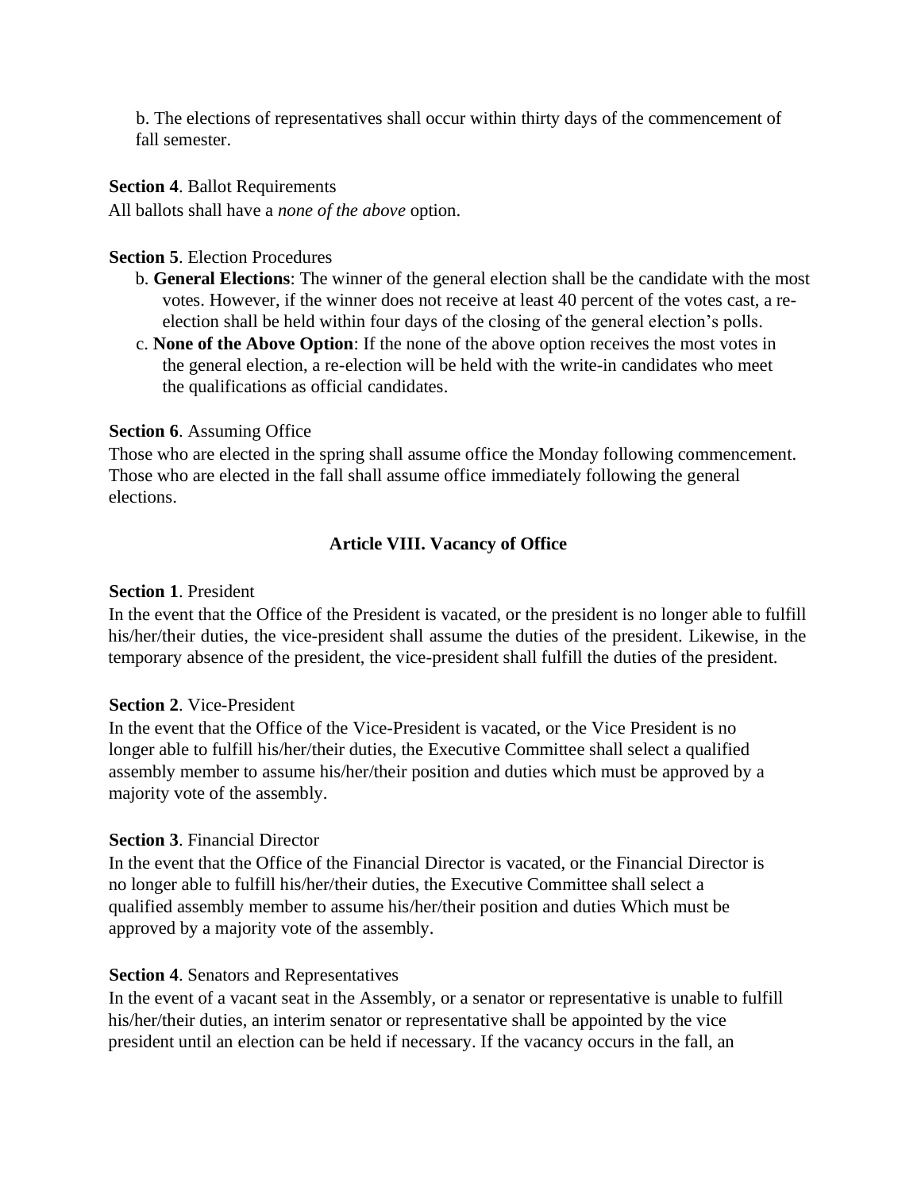b. The elections of representatives shall occur within thirty days of the commencement of fall semester.

**Section 4**. Ballot Requirements

All ballots shall have a *none of the above* option.

**Section 5**. Election Procedures

b. **General Elections**: The winner of the general election shall be the candidate with the most votes. However, if the winner does not receive at least 40 percent of the votes cast, a re-election shall be held within four days of the closing of the general election's polls.

c. **None of the Above Option**: If the none of the above option receives the most votes in the general election, a re-election will be held with the write-in candidates who meet the qualifications as official candidates.

**Section 6**. Assuming Office

Those who are elected in the spring shall assume office the Monday following commencement. Those who are elected in the fall shall assume office immediately following the general elections.

## Article VIII. Vacancy of Office

**Section 1**. President

In the event that the Office of the President is vacated, or the president is no longer able to fulfill his/her/their duties, the vice-president shall assume the duties of the president. Likewise, in the temporary absence of the president, the vice-president shall fulfill the duties of the president.

**Section 2**. Vice-President

In the event that the Office of the Vice-President is vacated, or the Vice President is no longer able to fulfill his/her/their duties, the Executive Committee shall select a qualified assembly member to assume his/her/their position and duties which must be approved by a majority vote of the assembly.

**Section 3**. Financial Director

In the event that the Office of the Financial Director is vacated, or the Financial Director is no longer able to fulfill his/her/their duties, the Executive Committee shall select a qualified assembly member to assume his/her/their position and duties Which must be approved by a majority vote of the assembly.

**Section 4**. Senators and Representatives

In the event of a vacant seat in the Assembly, or a senator or representative is unable to fulfill his/her/their duties, an interim senator or representative shall be appointed by the vice president until an election can be held if necessary. If the vacancy occurs in the fall, an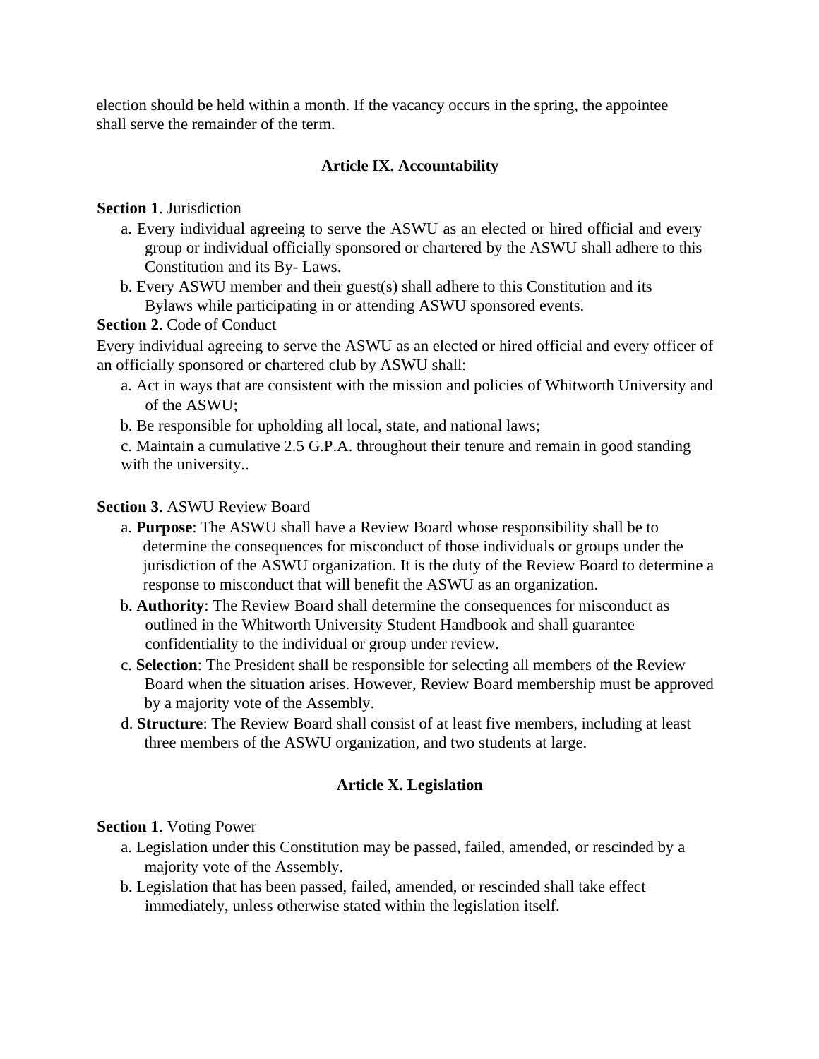election should be held within a month. If the vacancy occurs in the spring, the appointee shall serve the remainder of the term.

## Article IX. Accountability

**Section 1**. Jurisdiction

a. Every individual agreeing to serve the ASWU as an elected or hired official and every group or individual officially sponsored or chartered by the ASWU shall adhere to this Constitution and its By- Laws.

b. Every ASWU member and their guest(s) shall adhere to this Constitution and its Bylaws while participating in or attending ASWU sponsored events.

**Section 2**. Code of Conduct

Every individual agreeing to serve the ASWU as an elected or hired official and every officer of an officially sponsored or chartered club by ASWU shall:

a. Act in ways that are consistent with the mission and policies of Whitworth University and of the ASWU;

b. Be responsible for upholding all local, state, and national laws;

c. Maintain a cumulative 2.5 G.P.A. throughout their tenure and remain in good standing with the university..

**Section 3**. ASWU Review Board

a. **Purpose**: The ASWU shall have a Review Board whose responsibility shall be to determine the consequences for misconduct of those individuals or groups under the jurisdiction of the ASWU organization. It is the duty of the Review Board to determine a response to misconduct that will benefit the ASWU as an organization.

b. **Authority**: The Review Board shall determine the consequences for misconduct as outlined in the Whitworth University Student Handbook and shall guarantee confidentiality to the individual or group under review.

c. **Selection**: The President shall be responsible for selecting all members of the Review Board when the situation arises. However, Review Board membership must be approved by a majority vote of the Assembly.

d. **Structure**: The Review Board shall consist of at least five members, including at least three members of the ASWU organization, and two students at large.

## Article X. Legislation

**Section 1**. Voting Power

a. Legislation under this Constitution may be passed, failed, amended, or rescinded by a majority vote of the Assembly.

b. Legislation that has been passed, failed, amended, or rescinded shall take effect immediately, unless otherwise stated within the legislation itself.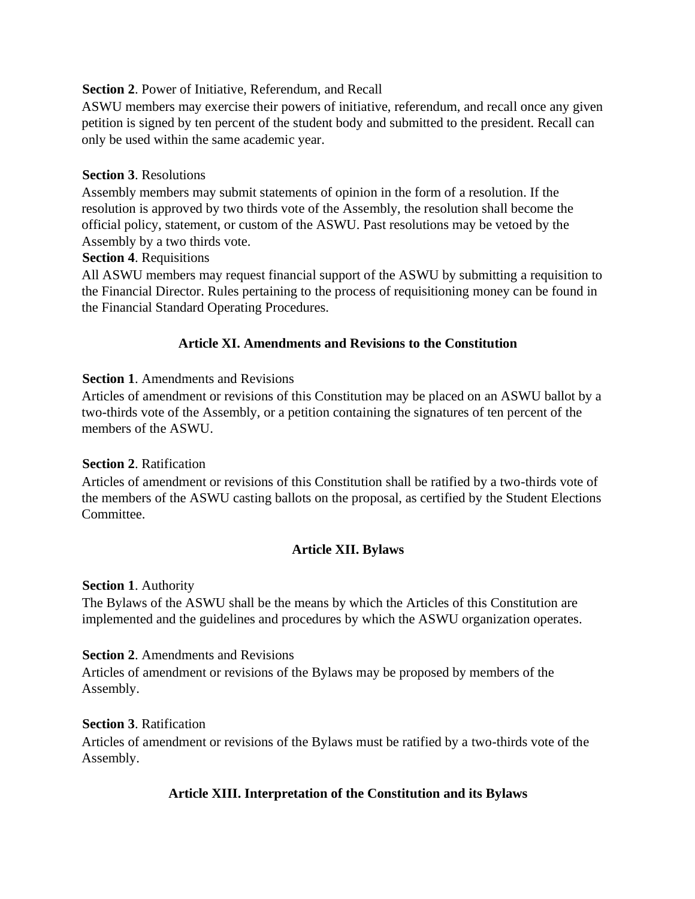**Section 2**. Power of Initiative, Referendum, and Recall

ASWU members may exercise their powers of initiative, referendum, and recall once any given petition is signed by ten percent of the student body and submitted to the president. Recall can only be used within the same academic year.

**Section 3**. Resolutions

Assembly members may submit statements of opinion in the form of a resolution. If the resolution is approved by two thirds vote of the Assembly, the resolution shall become the official policy, statement, or custom of the ASWU. Past resolutions may be vetoed by the Assembly by a two thirds vote.

**Section 4**. Requisitions

All ASWU members may request financial support of the ASWU by submitting a requisition to the Financial Director. Rules pertaining to the process of requisitioning money can be found in the Financial Standard Operating Procedures.

## Article XI. Amendments and Revisions to the Constitution

**Section 1**. Amendments and Revisions

Articles of amendment or revisions of this Constitution may be placed on an ASWU ballot by a two-thirds vote of the Assembly, or a petition containing the signatures of ten percent of the members of the ASWU.

**Section 2**. Ratification

Articles of amendment or revisions of this Constitution shall be ratified by a two-thirds vote of the members of the ASWU casting ballots on the proposal, as certified by the Student Elections Committee.

## Article XII. Bylaws

**Section 1**. Authority

The Bylaws of the ASWU shall be the means by which the Articles of this Constitution are implemented and the guidelines and procedures by which the ASWU organization operates.

**Section 2**. Amendments and Revisions

Articles of amendment or revisions of the Bylaws may be proposed by members of the Assembly.

**Section 3**. Ratification

Articles of amendment or revisions of the Bylaws must be ratified by a two-thirds vote of the Assembly.

## Article XIII. Interpretation of the Constitution and its Bylaws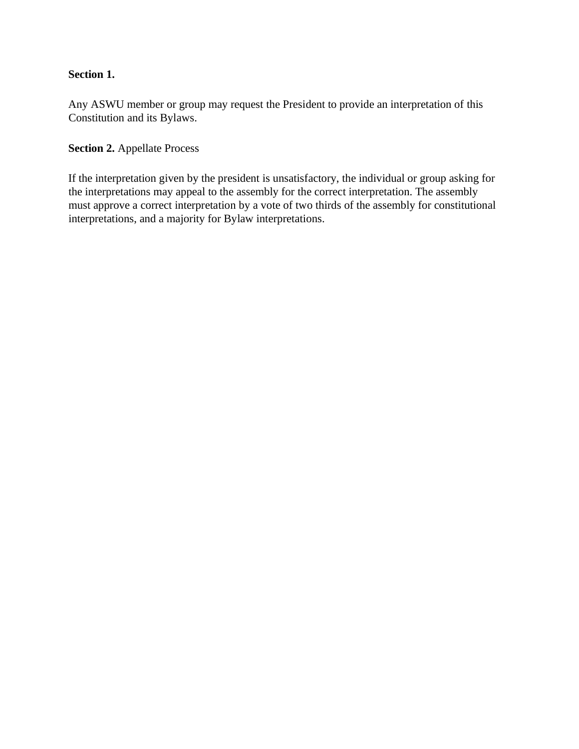**Section 1.**

Any ASWU member or group may request the President to provide an interpretation of this Constitution and its Bylaws.

**Section 2.** Appellate Process

If the interpretation given by the president is unsatisfactory, the individual or group asking for the interpretations may appeal to the assembly for the correct interpretation. The assembly must approve a correct interpretation by a vote of two thirds of the assembly for constitutional interpretations, and a majority for Bylaw interpretations.